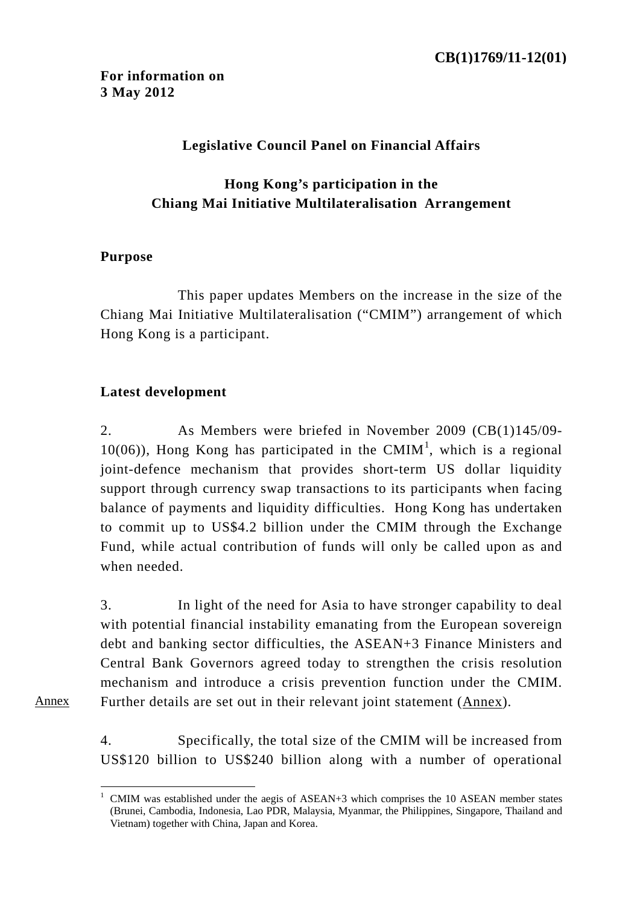**CB(1)1769/11-12(01)**

**For information on**
**3 May 2012**

## Legislative Council Panel on Financial Affairs

## Hong Kong's participation in the Chiang Mai Initiative Multilateralisation Arrangement

### Purpose

This paper updates Members on the increase in the size of the Chiang Mai Initiative Multilateralisation ("CMIM") arrangement of which Hong Kong is a participant.

### Latest development

2. As Members were briefed in November 2009 (CB(1)145/09-10(06)), Hong Kong has participated in the CMIM[1], which is a regional joint-defence mechanism that provides short-term US dollar liquidity support through currency swap transactions to its participants when facing balance of payments and liquidity difficulties. Hong Kong has undertaken to commit up to US$4.2 billion under the CMIM through the Exchange Fund, while actual contribution of funds will only be called upon as and when needed.

3. In light of the need for Asia to have stronger capability to deal with potential financial instability emanating from the European sovereign debt and banking sector difficulties, the ASEAN+3 Finance Ministers and Central Bank Governors agreed today to strengthen the crisis resolution mechanism and introduce a crisis prevention function under the CMIM. Further details are set out in their relevant joint statement (Annex).

Annex

4. Specifically, the total size of the CMIM will be increased from US$120 billion to US$240 billion along with a number of operational

[1] CMIM was established under the aegis of ASEAN+3 which comprises the 10 ASEAN member states (Brunei, Cambodia, Indonesia, Lao PDR, Malaysia, Myanmar, the Philippines, Singapore, Thailand and Vietnam) together with China, Japan and Korea.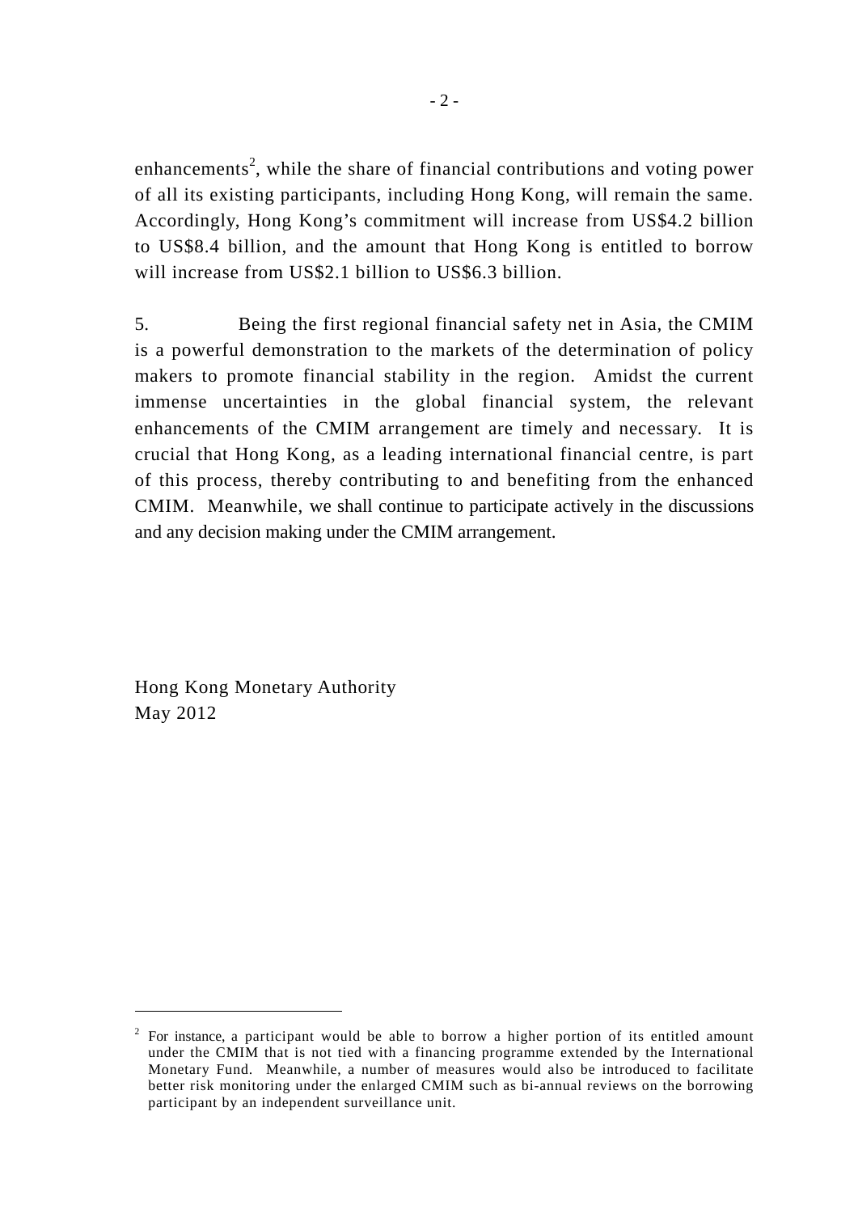enhancements[2], while the share of financial contributions and voting power of all its existing participants, including Hong Kong, will remain the same. Accordingly, Hong Kong's commitment will increase from US$4.2 billion to US$8.4 billion, and the amount that Hong Kong is entitled to borrow will increase from US$2.1 billion to US$6.3 billion.

5. Being the first regional financial safety net in Asia, the CMIM is a powerful demonstration to the markets of the determination of policy makers to promote financial stability in the region. Amidst the current immense uncertainties in the global financial system, the relevant enhancements of the CMIM arrangement are timely and necessary. It is crucial that Hong Kong, as a leading international financial centre, is part of this process, thereby contributing to and benefiting from the enhanced CMIM. Meanwhile, we shall continue to participate actively in the discussions and any decision making under the CMIM arrangement.

Hong Kong Monetary Authority
May 2012

---

[2] For instance, a participant would be able to borrow a higher portion of its entitled amount under the CMIM that is not tied with a financing programme extended by the International Monetary Fund. Meanwhile, a number of measures would also be introduced to facilitate better risk monitoring under the enlarged CMIM such as bi-annual reviews on the borrowing participant by an independent surveillance unit.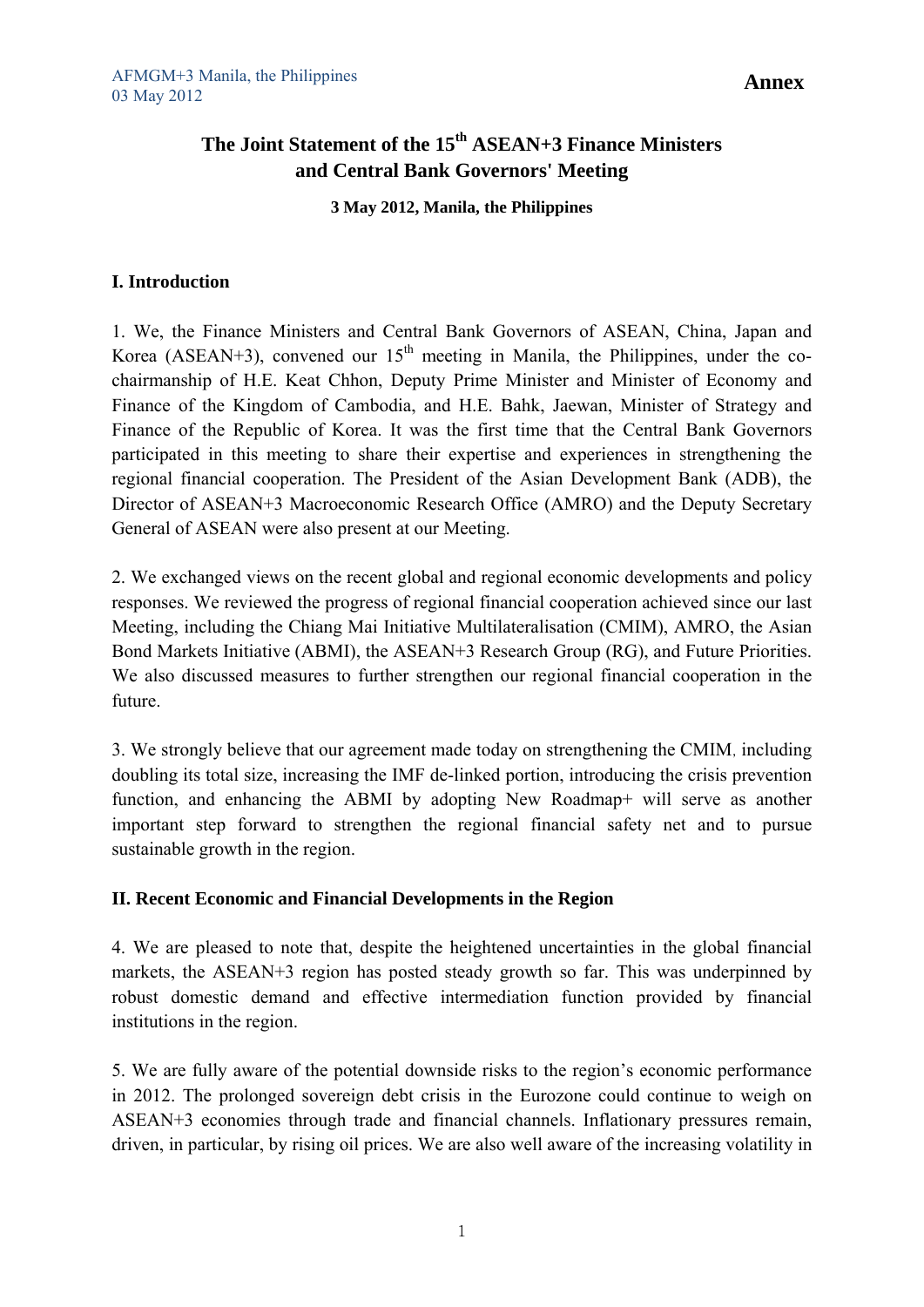**Annex**

# The Joint Statement of the 15th ASEAN+3 Finance Ministers and Central Bank Governors' Meeting

**3 May 2012, Manila, the Philippines**

## I. Introduction

1. We, the Finance Ministers and Central Bank Governors of ASEAN, China, Japan and Korea (ASEAN+3), convened our 15th meeting in Manila, the Philippines, under the co-chairmanship of H.E. Keat Chhon, Deputy Prime Minister and Minister of Economy and Finance of the Kingdom of Cambodia, and H.E. Bahk, Jaewan, Minister of Strategy and Finance of the Republic of Korea. It was the first time that the Central Bank Governors participated in this meeting to share their expertise and experiences in strengthening the regional financial cooperation. The President of the Asian Development Bank (ADB), the Director of ASEAN+3 Macroeconomic Research Office (AMRO) and the Deputy Secretary General of ASEAN were also present at our Meeting.

2. We exchanged views on the recent global and regional economic developments and policy responses. We reviewed the progress of regional financial cooperation achieved since our last Meeting, including the Chiang Mai Initiative Multilateralisation (CMIM), AMRO, the Asian Bond Markets Initiative (ABMI), the ASEAN+3 Research Group (RG), and Future Priorities. We also discussed measures to further strengthen our regional financial cooperation in the future.

3. We strongly believe that our agreement made today on strengthening the CMIM, including doubling its total size, increasing the IMF de-linked portion, introducing the crisis prevention function, and enhancing the ABMI by adopting New Roadmap+ will serve as another important step forward to strengthen the regional financial safety net and to pursue sustainable growth in the region.

## II. Recent Economic and Financial Developments in the Region

4. We are pleased to note that, despite the heightened uncertainties in the global financial markets, the ASEAN+3 region has posted steady growth so far. This was underpinned by robust domestic demand and effective intermediation function provided by financial institutions in the region.

5. We are fully aware of the potential downside risks to the region's economic performance in 2012. The prolonged sovereign debt crisis in the Eurozone could continue to weigh on ASEAN+3 economies through trade and financial channels. Inflationary pressures remain, driven, in particular, by rising oil prices. We are also well aware of the increasing volatility in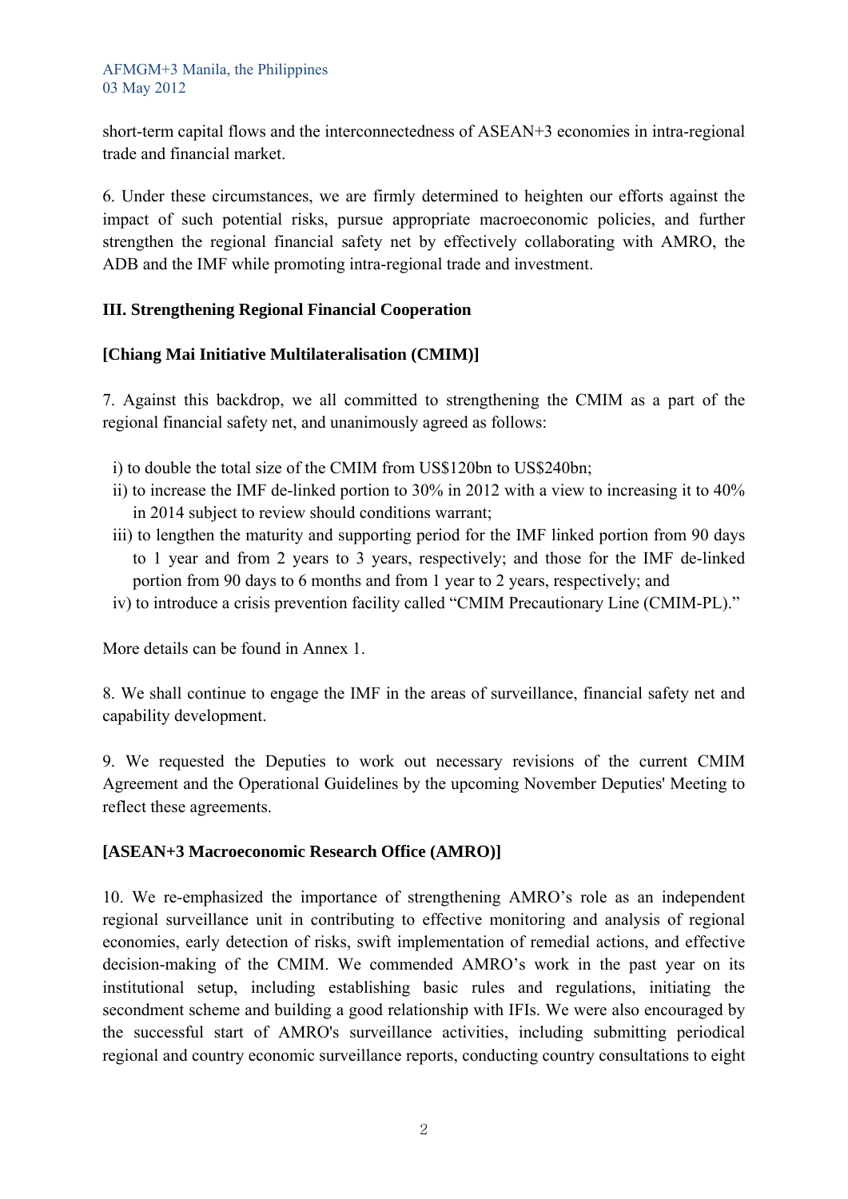short-term capital flows and the interconnectedness of ASEAN+3 economies in intra-regional trade and financial market.

6. Under these circumstances, we are firmly determined to heighten our efforts against the impact of such potential risks, pursue appropriate macroeconomic policies, and further strengthen the regional financial safety net by effectively collaborating with AMRO, the ADB and the IMF while promoting intra-regional trade and investment.

## III. Strengthening Regional Financial Cooperation

### [Chiang Mai Initiative Multilateralisation (CMIM)]

7. Against this backdrop, we all committed to strengthening the CMIM as a part of the regional financial safety net, and unanimously agreed as follows:

i) to double the total size of the CMIM from US$120bn to US$240bn;
ii) to increase the IMF de-linked portion to 30% in 2012 with a view to increasing it to 40% in 2014 subject to review should conditions warrant;
iii) to lengthen the maturity and supporting period for the IMF linked portion from 90 days to 1 year and from 2 years to 3 years, respectively; and those for the IMF de-linked portion from 90 days to 6 months and from 1 year to 2 years, respectively; and
iv) to introduce a crisis prevention facility called "CMIM Precautionary Line (CMIM-PL)."

More details can be found in Annex 1.

8. We shall continue to engage the IMF in the areas of surveillance, financial safety net and capability development.

9. We requested the Deputies to work out necessary revisions of the current CMIM Agreement and the Operational Guidelines by the upcoming November Deputies' Meeting to reflect these agreements.

### [ASEAN+3 Macroeconomic Research Office (AMRO)]

10. We re-emphasized the importance of strengthening AMRO's role as an independent regional surveillance unit in contributing to effective monitoring and analysis of regional economies, early detection of risks, swift implementation of remedial actions, and effective decision-making of the CMIM. We commended AMRO's work in the past year on its institutional setup, including establishing basic rules and regulations, initiating the secondment scheme and building a good relationship with IFIs. We were also encouraged by the successful start of AMRO's surveillance activities, including submitting periodical regional and country economic surveillance reports, conducting country consultations to eight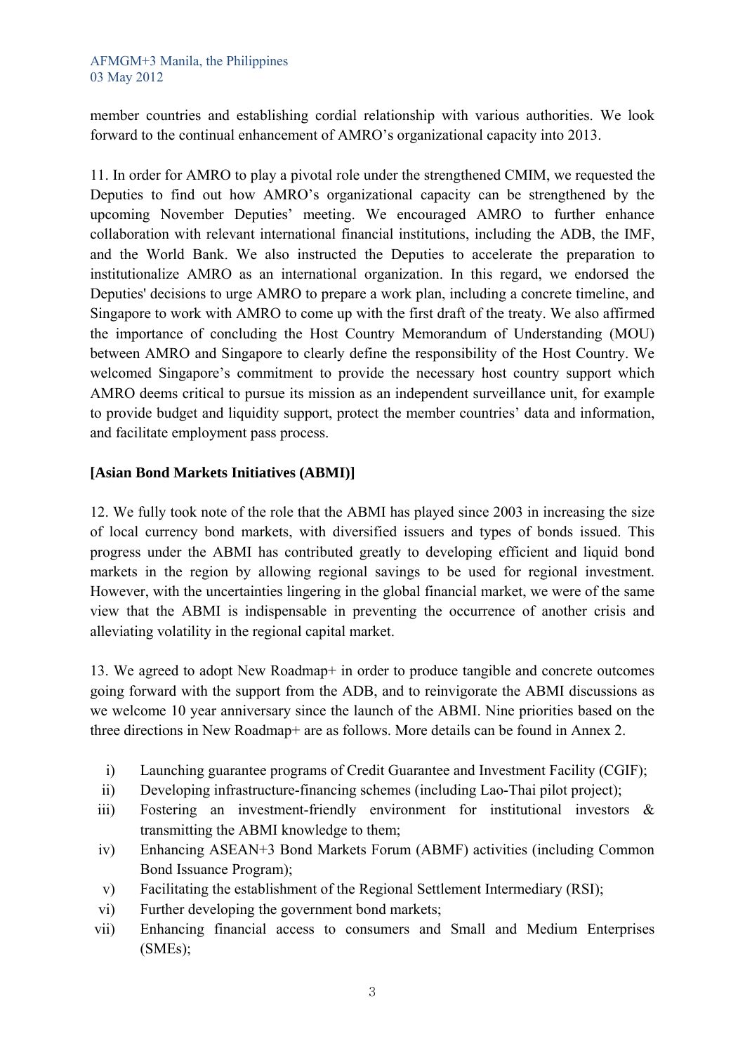member countries and establishing cordial relationship with various authorities. We look forward to the continual enhancement of AMRO's organizational capacity into 2013.

11. In order for AMRO to play a pivotal role under the strengthened CMIM, we requested the Deputies to find out how AMRO's organizational capacity can be strengthened by the upcoming November Deputies' meeting. We encouraged AMRO to further enhance collaboration with relevant international financial institutions, including the ADB, the IMF, and the World Bank. We also instructed the Deputies to accelerate the preparation to institutionalize AMRO as an international organization. In this regard, we endorsed the Deputies' decisions to urge AMRO to prepare a work plan, including a concrete timeline, and Singapore to work with AMRO to come up with the first draft of the treaty. We also affirmed the importance of concluding the Host Country Memorandum of Understanding (MOU) between AMRO and Singapore to clearly define the responsibility of the Host Country. We welcomed Singapore's commitment to provide the necessary host country support which AMRO deems critical to pursue its mission as an independent surveillance unit, for example to provide budget and liquidity support, protect the member countries' data and information, and facilitate employment pass process.

**[Asian Bond Markets Initiatives (ABMI)]**

12. We fully took note of the role that the ABMI has played since 2003 in increasing the size of local currency bond markets, with diversified issuers and types of bonds issued. This progress under the ABMI has contributed greatly to developing efficient and liquid bond markets in the region by allowing regional savings to be used for regional investment. However, with the uncertainties lingering in the global financial market, we were of the same view that the ABMI is indispensable in preventing the occurrence of another crisis and alleviating volatility in the regional capital market.

13. We agreed to adopt New Roadmap+ in order to produce tangible and concrete outcomes going forward with the support from the ADB, and to reinvigorate the ABMI discussions as we welcome 10 year anniversary since the launch of the ABMI. Nine priorities based on the three directions in New Roadmap+ are as follows. More details can be found in Annex 2.

i) Launching guarantee programs of Credit Guarantee and Investment Facility (CGIF);
ii) Developing infrastructure-financing schemes (including Lao-Thai pilot project);
iii) Fostering an investment-friendly environment for institutional investors & transmitting the ABMI knowledge to them;
iv) Enhancing ASEAN+3 Bond Markets Forum (ABMF) activities (including Common Bond Issuance Program);
v) Facilitating the establishment of the Regional Settlement Intermediary (RSI);
vi) Further developing the government bond markets;
vii) Enhancing financial access to consumers and Small and Medium Enterprises (SMEs);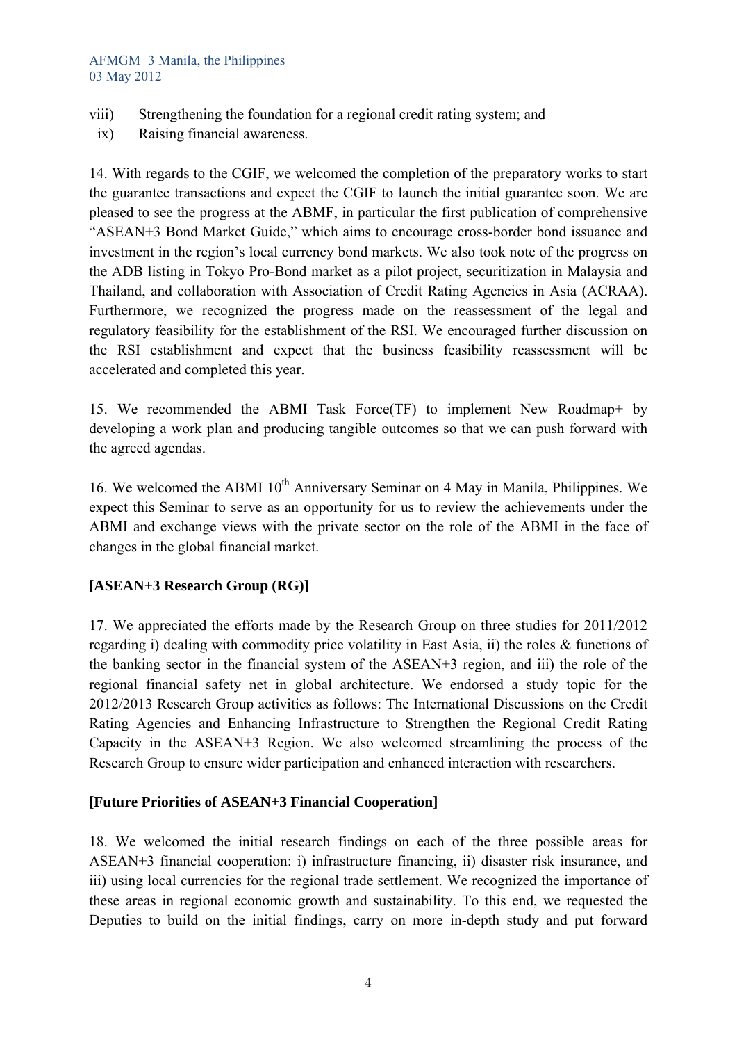viii) Strengthening the foundation for a regional credit rating system; and
ix) Raising financial awareness.

14. With regards to the CGIF, we welcomed the completion of the preparatory works to start the guarantee transactions and expect the CGIF to launch the initial guarantee soon. We are pleased to see the progress at the ABMF, in particular the first publication of comprehensive "ASEAN+3 Bond Market Guide," which aims to encourage cross-border bond issuance and investment in the region's local currency bond markets. We also took note of the progress on the ADB listing in Tokyo Pro-Bond market as a pilot project, securitization in Malaysia and Thailand, and collaboration with Association of Credit Rating Agencies in Asia (ACRAA). Furthermore, we recognized the progress made on the reassessment of the legal and regulatory feasibility for the establishment of the RSI. We encouraged further discussion on the RSI establishment and expect that the business feasibility reassessment will be accelerated and completed this year.

15. We recommended the ABMI Task Force(TF) to implement New Roadmap+ by developing a work plan and producing tangible outcomes so that we can push forward with the agreed agendas.

16. We welcomed the ABMI 10th Anniversary Seminar on 4 May in Manila, Philippines. We expect this Seminar to serve as an opportunity for us to review the achievements under the ABMI and exchange views with the private sector on the role of the ABMI in the face of changes in the global financial market.

**[ASEAN+3 Research Group (RG)]**

17. We appreciated the efforts made by the Research Group on three studies for 2011/2012 regarding i) dealing with commodity price volatility in East Asia, ii) the roles & functions of the banking sector in the financial system of the ASEAN+3 region, and iii) the role of the regional financial safety net in global architecture. We endorsed a study topic for the 2012/2013 Research Group activities as follows: The International Discussions on the Credit Rating Agencies and Enhancing Infrastructure to Strengthen the Regional Credit Rating Capacity in the ASEAN+3 Region. We also welcomed streamlining the process of the Research Group to ensure wider participation and enhanced interaction with researchers.

**[Future Priorities of ASEAN+3 Financial Cooperation]**

18. We welcomed the initial research findings on each of the three possible areas for ASEAN+3 financial cooperation: i) infrastructure financing, ii) disaster risk insurance, and iii) using local currencies for the regional trade settlement. We recognized the importance of these areas in regional economic growth and sustainability. To this end, we requested the Deputies to build on the initial findings, carry on more in-depth study and put forward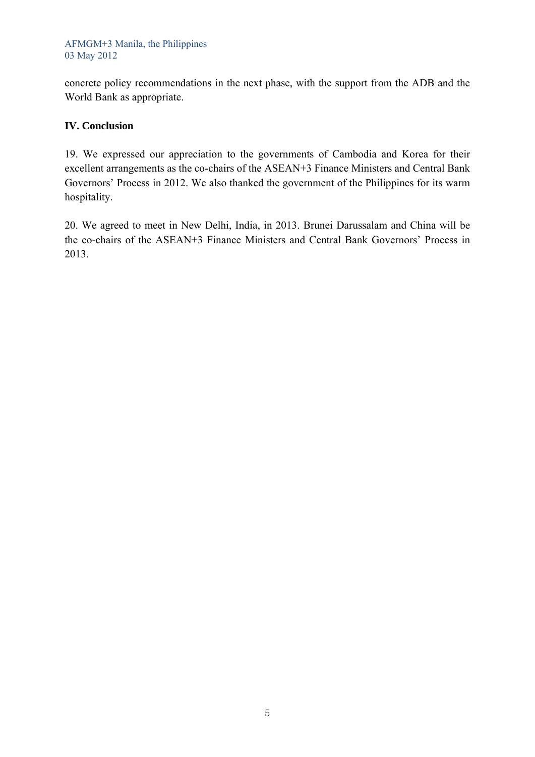concrete policy recommendations in the next phase, with the support from the ADB and the World Bank as appropriate.

## IV. Conclusion

19. We expressed our appreciation to the governments of Cambodia and Korea for their excellent arrangements as the co-chairs of the ASEAN+3 Finance Ministers and Central Bank Governors' Process in 2012. We also thanked the government of the Philippines for its warm hospitality.

20. We agreed to meet in New Delhi, India, in 2013. Brunei Darussalam and China will be the co-chairs of the ASEAN+3 Finance Ministers and Central Bank Governors' Process in 2013.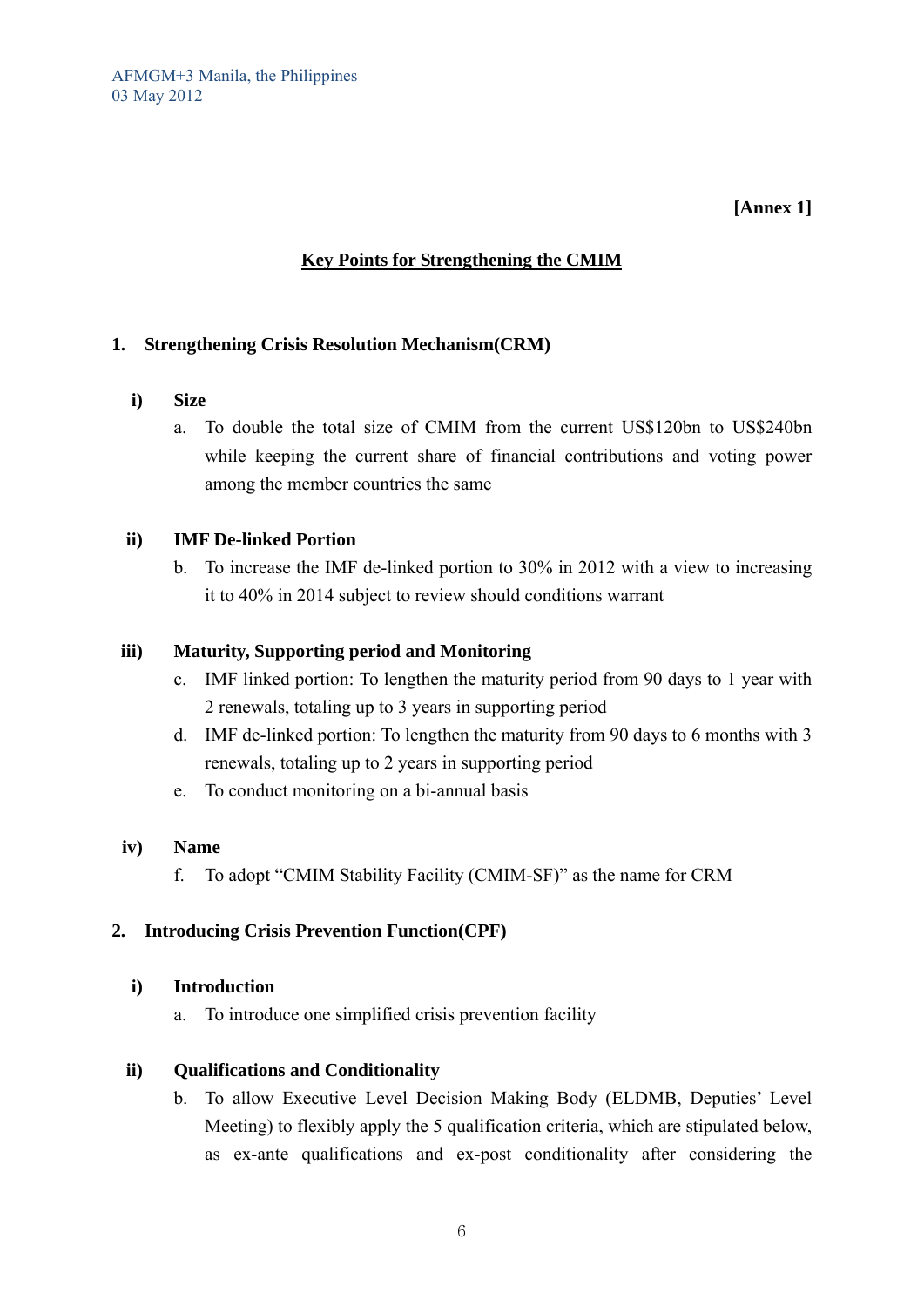AFMGM+3 Manila, the Philippines
03 May 2012

**[Annex 1]**

## Key Points for Strengthening the CMIM

### 1. Strengthening Crisis Resolution Mechanism(CRM)

**i) Size**

a. To double the total size of CMIM from the current US$120bn to US$240bn while keeping the current share of financial contributions and voting power among the member countries the same

**ii) IMF De-linked Portion**

b. To increase the IMF de-linked portion to 30% in 2012 with a view to increasing it to 40% in 2014 subject to review should conditions warrant

**iii) Maturity, Supporting period and Monitoring**

c. IMF linked portion: To lengthen the maturity period from 90 days to 1 year with 2 renewals, totaling up to 3 years in supporting period

d. IMF de-linked portion: To lengthen the maturity from 90 days to 6 months with 3 renewals, totaling up to 2 years in supporting period

e. To conduct monitoring on a bi-annual basis

**iv) Name**

f. To adopt "CMIM Stability Facility (CMIM-SF)" as the name for CRM

### 2. Introducing Crisis Prevention Function(CPF)

**i) Introduction**

a. To introduce one simplified crisis prevention facility

**ii) Qualifications and Conditionality**

b. To allow Executive Level Decision Making Body (ELDMB, Deputies' Level Meeting) to flexibly apply the 5 qualification criteria, which are stipulated below, as ex-ante qualifications and ex-post conditionality after considering the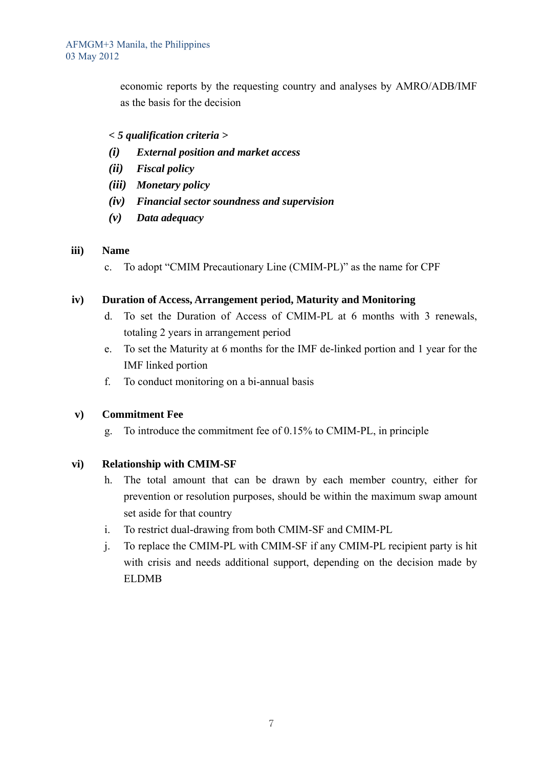economic reports by the requesting country and analyses by AMRO/ADB/IMF as the basis for the decision

***< 5 qualification criteria >***

***(i)*** ***External position and market access***

***(ii)*** ***Fiscal policy***

***(iii)*** ***Monetary policy***

***(iv)*** ***Financial sector soundness and supervision***

***(v)*** ***Data adequacy***

**iii) Name**

c. To adopt "CMIM Precautionary Line (CMIM-PL)" as the name for CPF

**iv) Duration of Access, Arrangement period, Maturity and Monitoring**

d. To set the Duration of Access of CMIM-PL at 6 months with 3 renewals, totaling 2 years in arrangement period

e. To set the Maturity at 6 months for the IMF de-linked portion and 1 year for the IMF linked portion

f. To conduct monitoring on a bi-annual basis

**v) Commitment Fee**

g. To introduce the commitment fee of 0.15% to CMIM-PL, in principle

**vi) Relationship with CMIM-SF**

h. The total amount that can be drawn by each member country, either for prevention or resolution purposes, should be within the maximum swap amount set aside for that country

i. To restrict dual-drawing from both CMIM-SF and CMIM-PL

j. To replace the CMIM-PL with CMIM-SF if any CMIM-PL recipient party is hit with crisis and needs additional support, depending on the decision made by ELDMB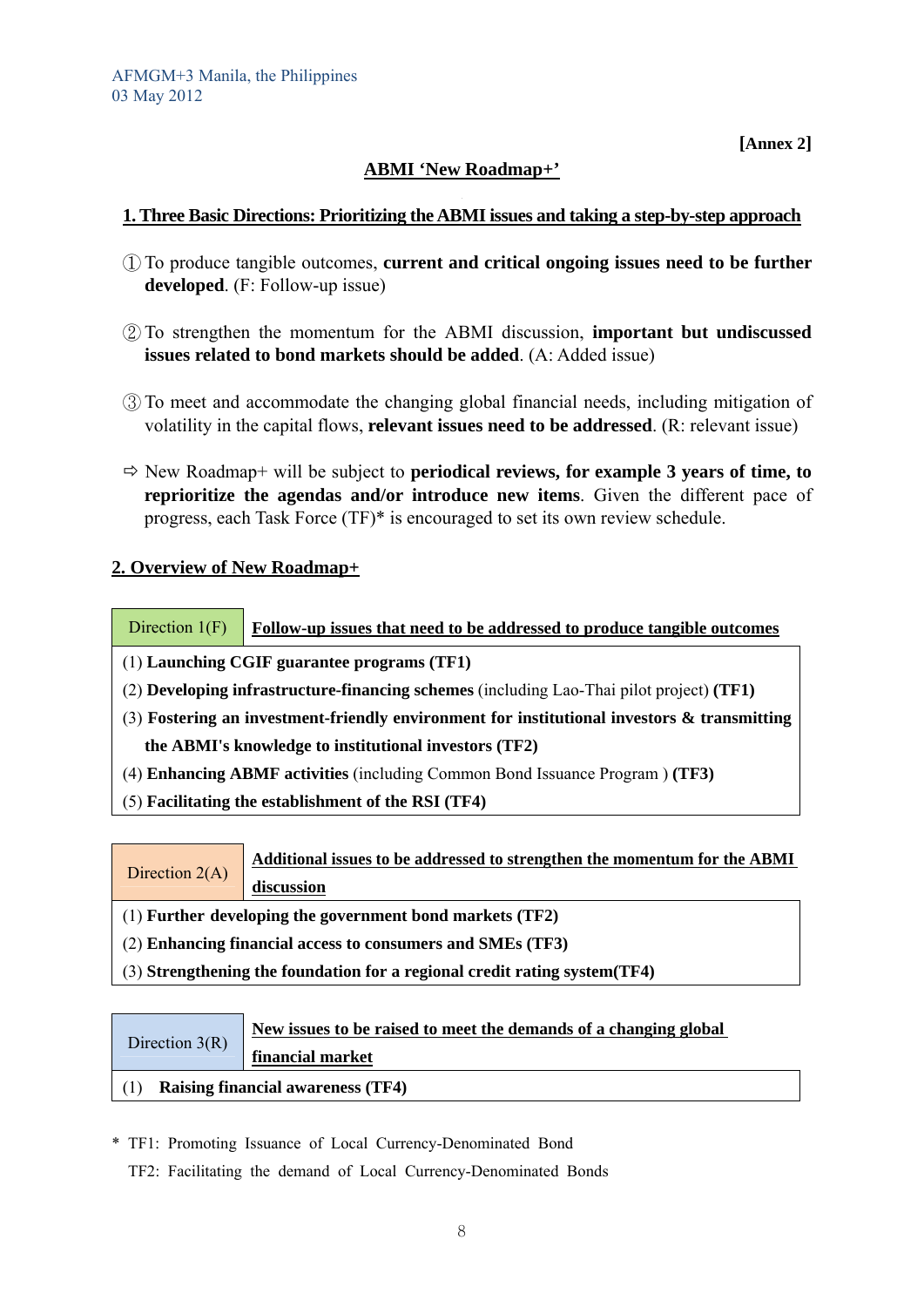AFMGM+3 Manila, the Philippines
03 May 2012

**[Annex 2]**

## ABMI 'New Roadmap+'

### 1. Three Basic Directions: Prioritizing the ABMI issues and taking a step-by-step approach

① To produce tangible outcomes, **current and critical ongoing issues need to be further developed**. (F: Follow-up issue)

② To strengthen the momentum for the ABMI discussion, **important but undiscussed issues related to bond markets should be added**. (A: Added issue)

③ To meet and accommodate the changing global financial needs, including mitigation of volatility in the capital flows, **relevant issues need to be addressed**. (R: relevant issue)

⇨ New Roadmap+ will be subject to **periodical reviews, for example 3 years of time, to reprioritize the agendas and/or introduce new items**. Given the different pace of progress, each Task Force (TF)* is encouraged to set its own review schedule.

### 2. Overview of New Roadmap+

| Direction 1(F) | **Follow-up issues that need to be addressed to produce tangible outcomes** |
|---|---|
| (1) **Launching CGIF guarantee programs (TF1)** | |
| (2) **Developing infrastructure-financing schemes** (including Lao-Thai pilot project) **(TF1)** | |
| (3) **Fostering an investment-friendly environment for institutional investors & transmitting the ABMI's knowledge to institutional investors (TF2)** | |
| (4) **Enhancing ABMF activities** (including Common Bond Issuance Program ) **(TF3)** | |
| (5) **Facilitating the establishment of the RSI (TF4)** | |

| Direction 2(A) | **Additional issues to be addressed to strengthen the momentum for the ABMI discussion** |
|---|---|
| (1) **Further developing the government bond markets (TF2)** | |
| (2) **Enhancing financial access to consumers and SMEs (TF3)** | |
| (3) **Strengthening the foundation for a regional credit rating system(TF4)** | |

| Direction 3(R) | **New issues to be raised to meet the demands of a changing global financial market** |
|---|---|
| (1) **Raising financial awareness (TF4)** | |

\* TF1: Promoting Issuance of Local Currency-Denominated Bond
TF2: Facilitating the demand of Local Currency-Denominated Bonds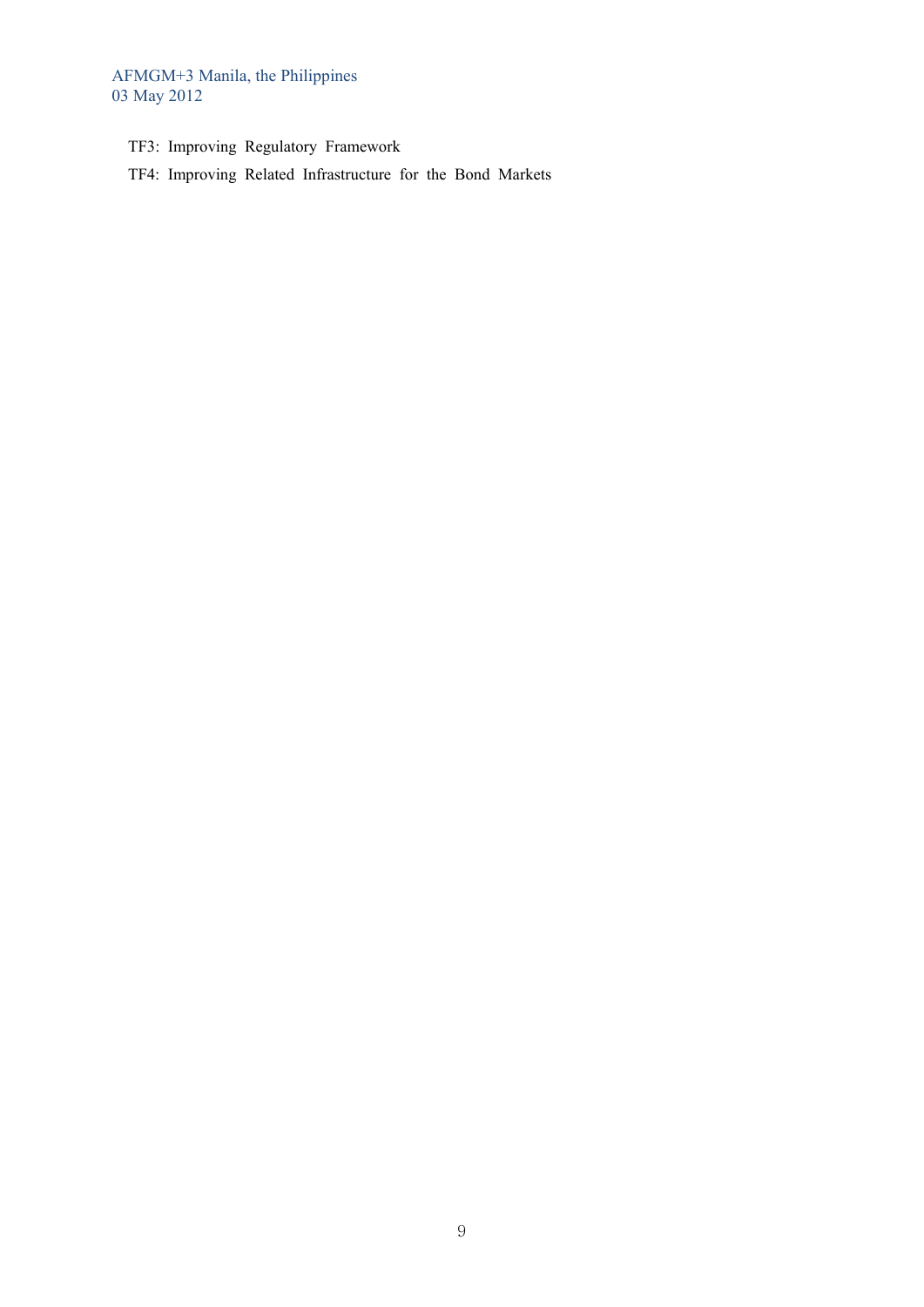TF3: Improving Regulatory Framework

TF4: Improving Related Infrastructure for the Bond Markets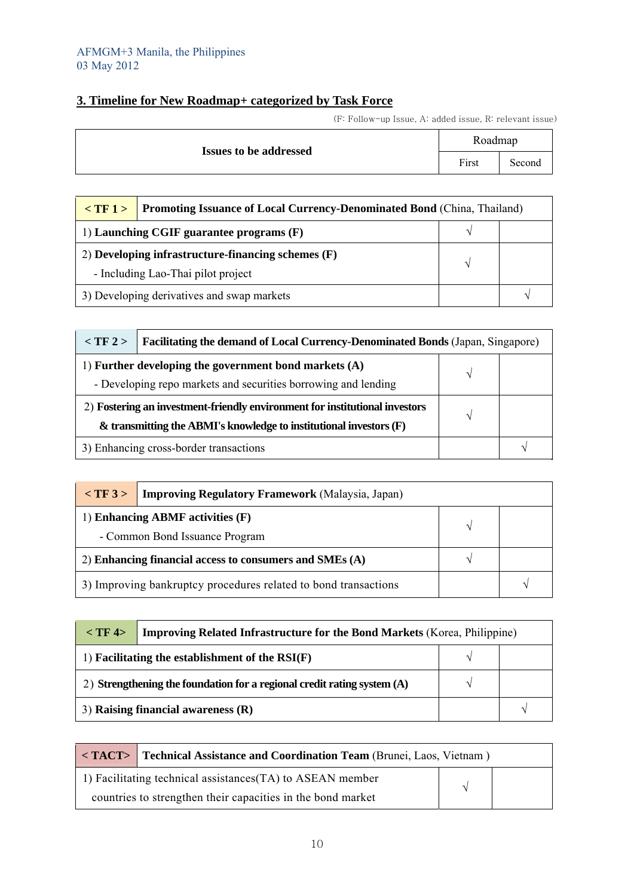AFMGM+3 Manila, the Philippines
03 May 2012

## 3. Timeline for New Roadmap+ categorized by Task Force

(F: Follow-up Issue, A: added issue, R: relevant issue)

| Issues to be addressed | Roadmap | |
|---|---|---|
| | First | Second |
| **< TF 1 > Promoting Issuance of Local Currency-Denominated Bond** (China, Thailand) | | |
| 1) **Launching CGIF guarantee programs (F)** | √ | |
| 2) **Developing infrastructure-financing schemes (F)**<br>- Including Lao-Thai pilot project | √ | |
| 3) Developing derivatives and swap markets | | √ |
| **< TF 2 > Facilitating the demand of Local Currency-Denominated Bonds** (Japan, Singapore) | | |
| 1) **Further developing the government bond markets (A)**<br>- Developing repo markets and securities borrowing and lending | √ | |
| 2) **Fostering an investment-friendly environment for institutional investors & transmitting the ABMI's knowledge to institutional investors (F)** | √ | |
| 3) Enhancing cross-border transactions | | √ |
| **< TF 3 > Improving Regulatory Framework** (Malaysia, Japan) | | |
| 1) **Enhancing ABMF activities (F)**<br>- Common Bond Issuance Program | √ | |
| 2) **Enhancing financial access to consumers and SMEs (A)** | √ | |
| 3) Improving bankruptcy procedures related to bond transactions | | √ |
| **< TF 4> Improving Related Infrastructure for the Bond Markets** (Korea, Philippine) | | |
| 1) **Facilitating the establishment of the RSI(F)** | √ | |
| 2) **Strengthening the foundation for a regional credit rating system (A)** | √ | |
| 3) **Raising financial awareness (R)** | | √ |
| **< TACT> Technical Assistance and Coordination Team** (Brunei, Laos, Vietnam ) | | |
| 1) Facilitating technical assistances(TA) to ASEAN member countries to strengthen their capacities in the bond market | √ | |